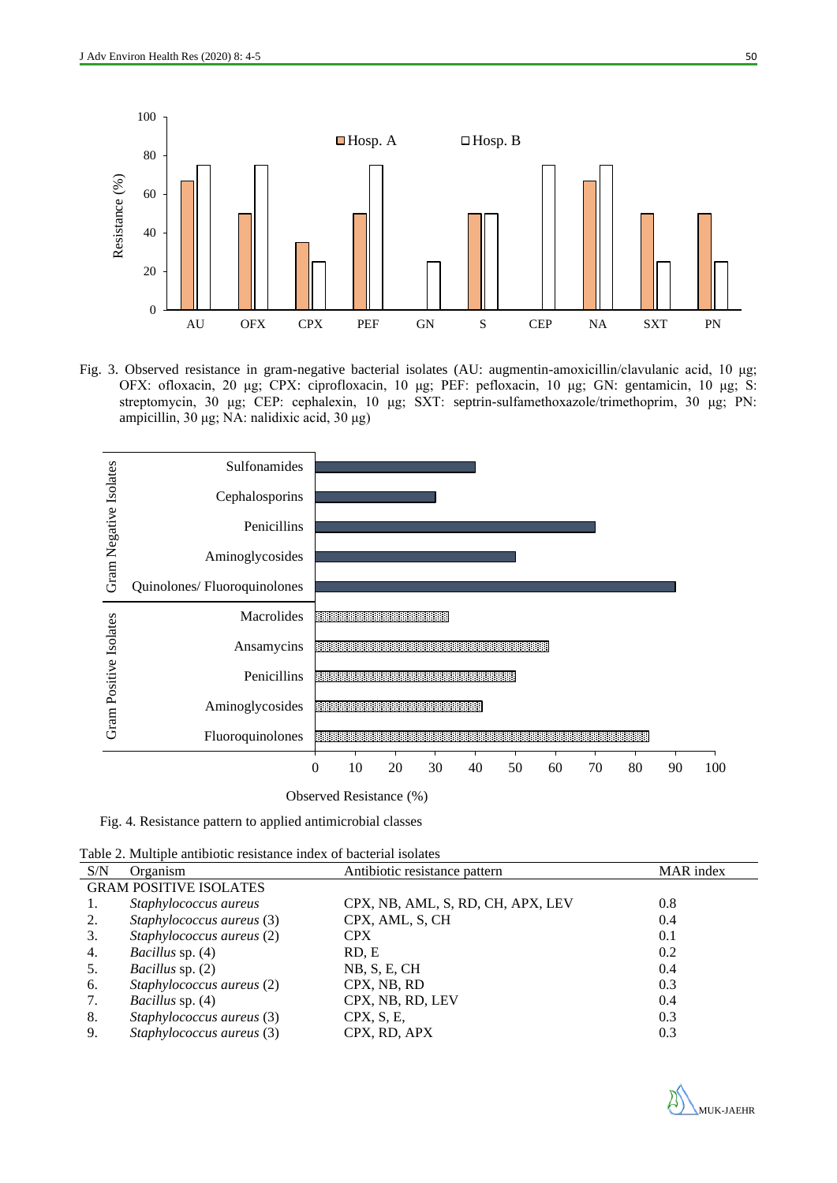Fig. 3. Observed resistance in gram-negative bacterial isolates (AU: augmentin-amoxicillin/clavulanic acid, 10 µg; OFX: ofloxacin, 20 µg; CPX: ciprofloxacin, 10 µg; PEF: pefloxacin, 10 µg; GN: gentamicin, 10 µg; S: streptomycin, 30 µg; CEP: cephalexin, 10 µg; SXT: septrin-sulfamethoxazole/trimethoprim, 30 µg; PN: ampicillin, 30 µg; NA: nalidixic acid, 30 µg)

Fig. 4. Resistance pattern to applied antimicrobial classes

Table 2. Multiple antibiotic resistance index of bacterial isolates

| S/N | Organism | Antibiotic resistance pattern | MAR index |
|---|---|---|---|
| GRAM POSITIVE ISOLATES | | | |
| 1. | *Staphylococcus aureus* | CPX, NB, AML, S, RD, CH, APX, LEV | 0.8 |
| 2. | *Staphylococcus aureus* (3) | CPX, AML, S, CH | 0.4 |
| 3. | *Staphylococcus aureus* (2) | CPX | 0.1 |
| 4. | *Bacillus* sp. (4) | RD, E | 0.2 |
| 5. | *Bacillus* sp. (2) | NB, S, E, CH | 0.4 |
| 6. | *Staphylococcus aureus* (2) | CPX, NB, RD | 0.3 |
| 7. | *Bacillus* sp. (4) | CPX, NB, RD, LEV | 0.4 |
| 8. | *Staphylococcus aureus* (3) | CPX, S, E, | 0.3 |
| 9. | *Staphylococcus aureus* (3) | CPX, RD, APX | 0.3 |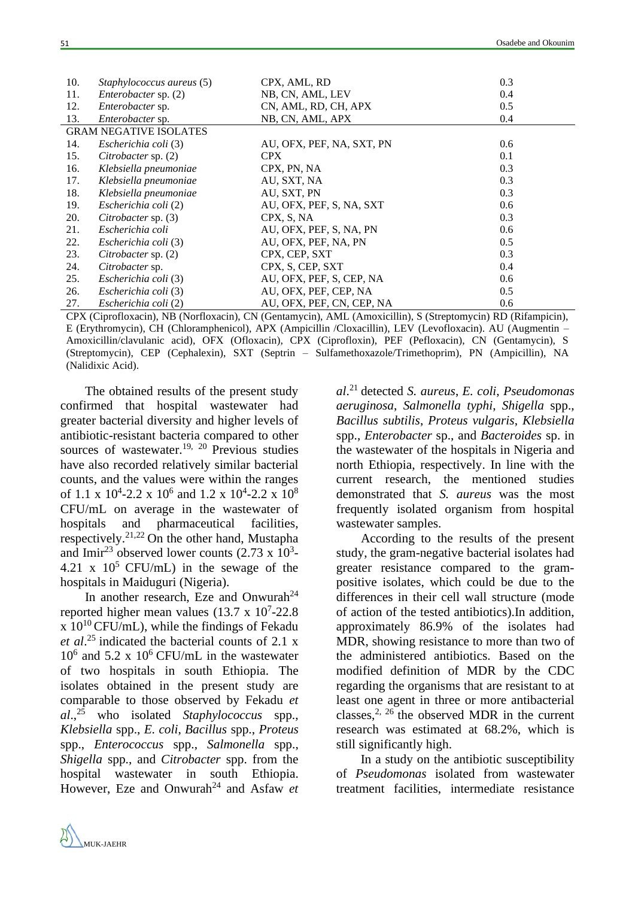| | | | |
|---|---|---|---|
| 10. | *Staphylococcus aureus* (5) | CPX, AML, RD | 0.3 |
| 11. | *Enterobacter* sp. (2) | NB, CN, AML, LEV | 0.4 |
| 12. | *Enterobacter* sp. | CN, AML, RD, CH, APX | 0.5 |
| 13. | *Enterobacter* sp. | NB, CN, AML, APX | 0.4 |
| GRAM NEGATIVE ISOLATES | | | |
| 14. | *Escherichia coli* (3) | AU, OFX, PEF, NA, SXT, PN | 0.6 |
| 15. | *Citrobacter* sp. (2) | CPX | 0.1 |
| 16. | *Klebsiella pneumoniae* | CPX, PN, NA | 0.3 |
| 17. | *Klebsiella pneumoniae* | AU, SXT, NA | 0.3 |
| 18. | *Klebsiella pneumoniae* | AU, SXT, PN | 0.3 |
| 19. | *Escherichia coli* (2) | AU, OFX, PEF, S, NA, SXT | 0.6 |
| 20. | *Citrobacter* sp. (3) | CPX, S, NA | 0.3 |
| 21. | *Escherichia coli* | AU, OFX, PEF, S, NA, PN | 0.6 |
| 22. | *Escherichia coli* (3) | AU, OFX, PEF, NA, PN | 0.5 |
| 23. | *Citrobacter* sp. (2) | CPX, CEP, SXT | 0.3 |
| 24. | *Citrobacter* sp. | CPX, S, CEP, SXT | 0.4 |
| 25. | *Escherichia coli* (3) | AU, OFX, PEF, S, CEP, NA | 0.6 |
| 26. | *Escherichia coli* (3) | AU, OFX, PEF, CEP, NA | 0.5 |
| 27. | *Escherichia coli* (2) | AU, OFX, PEF, CN, CEP, NA | 0.6 |

CPX (Ciprofloxacin), NB (Norfloxacin), CN (Gentamycin), AML (Amoxicillin), S (Streptomycin) RD (Rifampicin), E (Erythromycin), CH (Chloramphenicol), APX (Ampicillin /Cloxacillin), LEV (Levofloxacin). AU (Augmentin – Amoxicillin/clavulanic acid), OFX (Ofloxacin), CPX (Ciprofloxin), PEF (Pefloxacin), CN (Gentamycin), S (Streptomycin), CEP (Cephalexin), SXT (Septrin – Sulfamethoxazole/Trimethoprim), PN (Ampicillin), NA (Nalidixic Acid).

The obtained results of the present study confirmed that hospital wastewater had greater bacterial diversity and higher levels of antibiotic-resistant bacteria compared to other sources of wastewater.[19, 20] Previous studies have also recorded relatively similar bacterial counts, and the values were within the ranges of $1.1 \times 10^4$-$2.2 \times 10^6$ and $1.2 \times 10^4$-$2.2 \times 10^8$ CFU/mL on average in the wastewater of hospitals and pharmaceutical facilities, respectively.[21,22] On the other hand, Mustapha and Imir[23] observed lower counts ($2.73 \times 10^3$-$4.21 \times 10^5$ CFU/mL) in the sewage of the hospitals in Maiduguri (Nigeria).

In another research, Eze and Onwurah[24] reported higher mean values ($13.7 \times 10^7$-$22.8 \times 10^{10}$ CFU/mL), while the findings of Fekadu *et al*.[25] indicated the bacterial counts of $2.1 \times 10^6$ and $5.2 \times 10^6$ CFU/mL in the wastewater of two hospitals in south Ethiopia. The isolates obtained in the present study are comparable to those observed by Fekadu *et al*.,[25] who isolated *Staphylococcus* spp., *Klebsiella* spp., *E. coli*, *Bacillus* spp., *Proteus* spp., *Enterococcus* spp., *Salmonella* spp., *Shigella* spp., and *Citrobacter* spp. from the hospital wastewater in south Ethiopia. However, Eze and Onwurah[24] and Asfaw *et al*.[21] detected *S. aureus*, *E. coli*, *Pseudomonas aeruginosa*, *Salmonella typhi*, *Shigella* spp., *Bacillus subtilis*, *Proteus vulgaris*, *Klebsiella* spp., *Enterobacter* sp., and *Bacteroides* sp. in the wastewater of the hospitals in Nigeria and north Ethiopia, respectively. In line with the current research, the mentioned studies demonstrated that *S. aureus* was the most frequently isolated organism from hospital wastewater samples.

According to the results of the present study, the gram-negative bacterial isolates had greater resistance compared to the gram-positive isolates, which could be due to the differences in their cell wall structure (mode of action of the tested antibiotics).In addition, approximately 86.9% of the isolates had MDR, showing resistance to more than two of the administered antibiotics. Based on the modified definition of MDR by the CDC regarding the organisms that are resistant to at least one agent in three or more antibacterial classes,[2, 26] the observed MDR in the current research was estimated at 68.2%, which is still significantly high.

In a study on the antibiotic susceptibility of *Pseudomonas* isolated from wastewater treatment facilities, intermediate resistance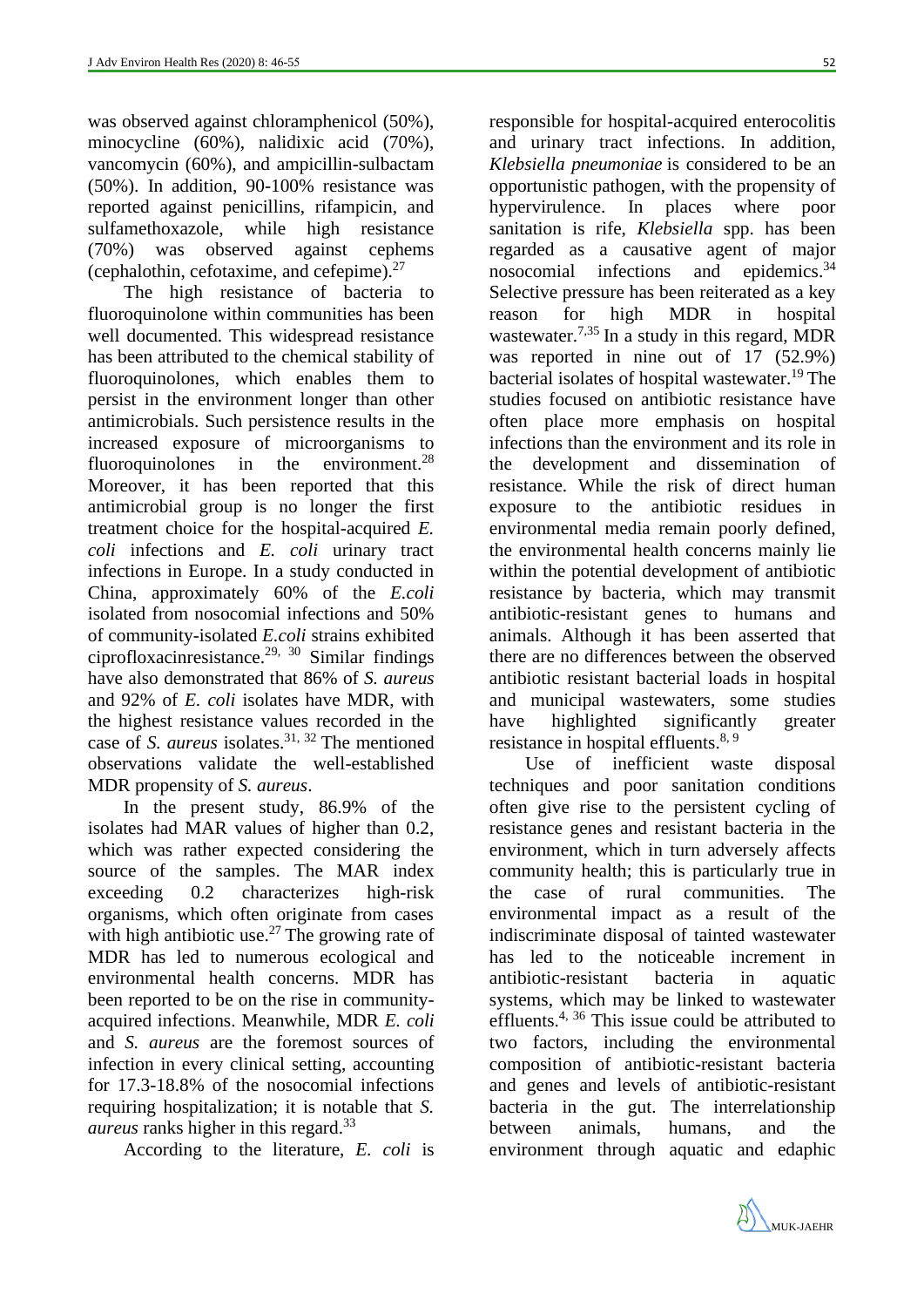was observed against chloramphenicol (50%), minocycline (60%), nalidixic acid (70%), vancomycin (60%), and ampicillin-sulbactam (50%). In addition, 90-100% resistance was reported against penicillins, rifampicin, and sulfamethoxazole, while high resistance (70%) was observed against cephems (cephalothin, cefotaxime, and cefepime).[27]

The high resistance of bacteria to fluoroquinolone within communities has been well documented. This widespread resistance has been attributed to the chemical stability of fluoroquinolones, which enables them to persist in the environment longer than other antimicrobials. Such persistence results in the increased exposure of microorganisms to fluoroquinolones in the environment.[28] Moreover, it has been reported that this antimicrobial group is no longer the first treatment choice for the hospital-acquired *E. coli* infections and *E. coli* urinary tract infections in Europe. In a study conducted in China, approximately 60% of the *E.coli* isolated from nosocomial infections and 50% of community-isolated *E.coli* strains exhibited ciprofloxacinresistance.[29, 30] Similar findings have also demonstrated that 86% of *S. aureus* and 92% of *E. coli* isolates have MDR, with the highest resistance values recorded in the case of *S. aureus* isolates.[31, 32] The mentioned observations validate the well-established MDR propensity of *S. aureus*.

In the present study, 86.9% of the isolates had MAR values of higher than 0.2, which was rather expected considering the source of the samples. The MAR index exceeding 0.2 characterizes high-risk organisms, which often originate from cases with high antibiotic use.[27] The growing rate of MDR has led to numerous ecological and environmental health concerns. MDR has been reported to be on the rise in community-acquired infections. Meanwhile, MDR *E. coli* and *S. aureus* are the foremost sources of infection in every clinical setting, accounting for 17.3-18.8% of the nosocomial infections requiring hospitalization; it is notable that *S. aureus* ranks higher in this regard.[33]

According to the literature, *E. coli* is responsible for hospital-acquired enterocolitis and urinary tract infections. In addition, *Klebsiella pneumoniae* is considered to be an opportunistic pathogen, with the propensity of hypervirulence. In places where poor sanitation is rife, *Klebsiella* spp. has been regarded as a causative agent of major nosocomial infections and epidemics.[34] Selective pressure has been reiterated as a key reason for high MDR in hospital wastewater.[7,35] In a study in this regard, MDR was reported in nine out of 17 (52.9%) bacterial isolates of hospital wastewater.[19] The studies focused on antibiotic resistance have often place more emphasis on hospital infections than the environment and its role in the development and dissemination of resistance. While the risk of direct human exposure to the antibiotic residues in environmental media remain poorly defined, the environmental health concerns mainly lie within the potential development of antibiotic resistance by bacteria, which may transmit antibiotic-resistant genes to humans and animals. Although it has been asserted that there are no differences between the observed antibiotic resistant bacterial loads in hospital and municipal wastewaters, some studies have highlighted significantly greater resistance in hospital effluents.[8, 9]

Use of inefficient waste disposal techniques and poor sanitation conditions often give rise to the persistent cycling of resistance genes and resistant bacteria in the environment, which in turn adversely affects community health; this is particularly true in the case of rural communities. The environmental impact as a result of the indiscriminate disposal of tainted wastewater has led to the noticeable increment in antibiotic-resistant bacteria in aquatic systems, which may be linked to wastewater effluents.[4, 36] This issue could be attributed to two factors, including the environmental composition of antibiotic-resistant bacteria and genes and levels of antibiotic-resistant bacteria in the gut. The interrelationship between animals, humans, and the environment through aquatic and edaphic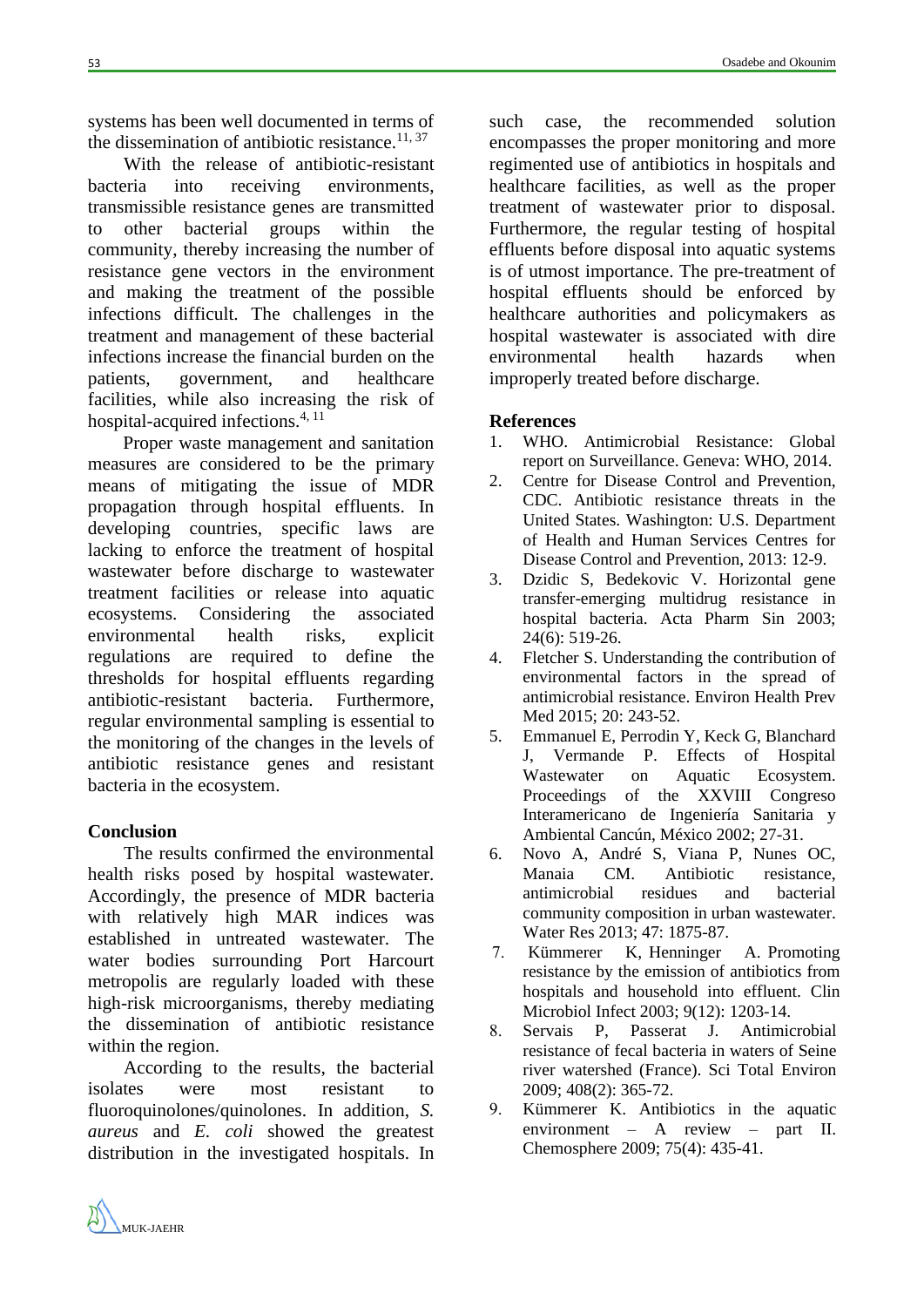systems has been well documented in terms of the dissemination of antibiotic resistance.[11, 37]

With the release of antibiotic-resistant bacteria into receiving environments, transmissible resistance genes are transmitted to other bacterial groups within the community, thereby increasing the number of resistance gene vectors in the environment and making the treatment of the possible infections difficult. The challenges in the treatment and management of these bacterial infections increase the financial burden on the patients, government, and healthcare facilities, while also increasing the risk of hospital-acquired infections.[4, 11]

Proper waste management and sanitation measures are considered to be the primary means of mitigating the issue of MDR propagation through hospital effluents. In developing countries, specific laws are lacking to enforce the treatment of hospital wastewater before discharge to wastewater treatment facilities or release into aquatic ecosystems. Considering the associated environmental health risks, explicit regulations are required to define the thresholds for hospital effluents regarding antibiotic-resistant bacteria. Furthermore, regular environmental sampling is essential to the monitoring of the changes in the levels of antibiotic resistance genes and resistant bacteria in the ecosystem.

## Conclusion

The results confirmed the environmental health risks posed by hospital wastewater. Accordingly, the presence of MDR bacteria with relatively high MAR indices was established in untreated wastewater. The water bodies surrounding Port Harcourt metropolis are regularly loaded with these high-risk microorganisms, thereby mediating the dissemination of antibiotic resistance within the region.

According to the results, the bacterial isolates were most resistant to fluoroquinolones/quinolones. In addition, *S. aureus* and *E. coli* showed the greatest distribution in the investigated hospitals. In such case, the recommended solution encompasses the proper monitoring and more regimented use of antibiotics in hospitals and healthcare facilities, as well as the proper treatment of wastewater prior to disposal. Furthermore, the regular testing of hospital effluents before disposal into aquatic systems is of utmost importance. The pre-treatment of hospital effluents should be enforced by healthcare authorities and policymakers as hospital wastewater is associated with dire environmental health hazards when improperly treated before discharge.

## References

1. WHO. Antimicrobial Resistance: Global report on Surveillance. Geneva: WHO, 2014.
2. Centre for Disease Control and Prevention, CDC. Antibiotic resistance threats in the United States. Washington: U.S. Department of Health and Human Services Centres for Disease Control and Prevention, 2013: 12-9.
3. Dzidic S, Bedekovic V. Horizontal gene transfer-emerging multidrug resistance in hospital bacteria. Acta Pharm Sin 2003; 24(6): 519-26.
4. Fletcher S. Understanding the contribution of environmental factors in the spread of antimicrobial resistance. Environ Health Prev Med 2015; 20: 243-52.
5. Emmanuel E, Perrodin Y, Keck G, Blanchard J, Vermande P. Effects of Hospital Wastewater on Aquatic Ecosystem. Proceedings of the XXVIII Congreso Interamericano de Ingeniería Sanitaria y Ambiental Cancún, México 2002; 27-31.
6. Novo A, André S, Viana P, Nunes OC, Manaia CM. Antibiotic resistance, antimicrobial residues and bacterial community composition in urban wastewater. Water Res 2013; 47: 1875-87.
7. Kümmerer K, Henninger A. Promoting resistance by the emission of antibiotics from hospitals and household into effluent. Clin Microbiol Infect 2003; 9(12): 1203-14.
8. Servais P, Passerat J. Antimicrobial resistance of fecal bacteria in waters of Seine river watershed (France). Sci Total Environ 2009; 408(2): 365-72.
9. Kümmerer K. Antibiotics in the aquatic environment – A review – part II. Chemosphere 2009; 75(4): 435-41.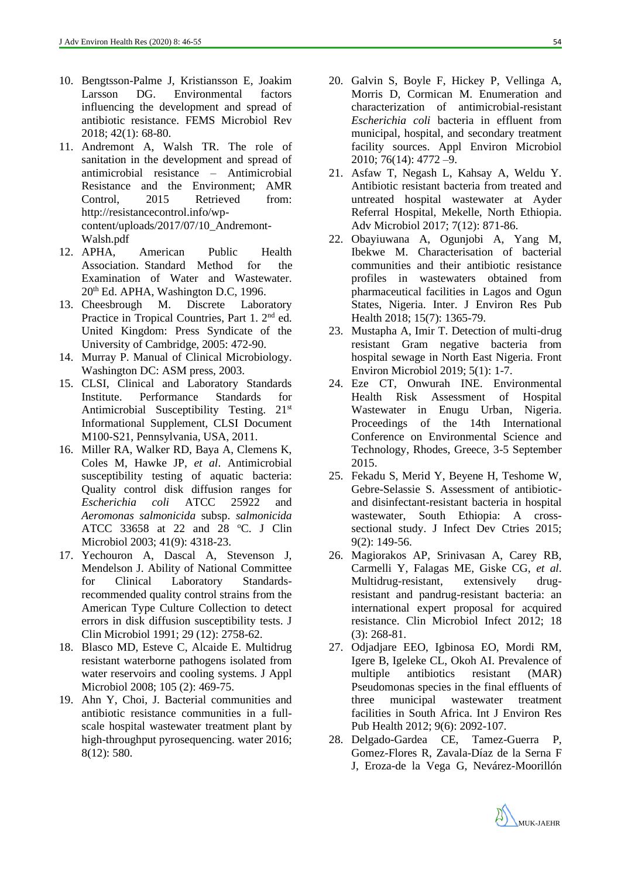10. Bengtsson-Palme J, Kristiansson E, Joakim Larsson DG. Environmental factors influencing the development and spread of antibiotic resistance. FEMS Microbiol Rev 2018; 42(1): 68-80.
11. Andremont A, Walsh TR. The role of sanitation in the development and spread of antimicrobial resistance – Antimicrobial Resistance and the Environment; AMR Control, 2015 Retrieved from: http://resistancecontrol.info/wp-content/uploads/2017/07/10_Andremont-Walsh.pdf
12. APHA, American Public Health Association. Standard Method for the Examination of Water and Wastewater. 20th Ed. APHA, Washington D.C, 1996.
13. Cheesbrough M. Discrete Laboratory Practice in Tropical Countries, Part 1. 2nd ed. United Kingdom: Press Syndicate of the University of Cambridge, 2005: 472-90.
14. Murray P. Manual of Clinical Microbiology. Washington DC: ASM press, 2003.
15. CLSI, Clinical and Laboratory Standards Institute. Performance Standards for Antimicrobial Susceptibility Testing. 21st Informational Supplement, CLSI Document M100-S21, Pennsylvania, USA, 2011.
16. Miller RA, Walker RD, Baya A, Clemens K, Coles M, Hawke JP, *et al*. Antimicrobial susceptibility testing of aquatic bacteria: Quality control disk diffusion ranges for *Escherichia coli* ATCC 25922 and *Aeromonas salmonicida* subsp. *salmonicida* ATCC 33658 at 22 and 28 °C. J Clin Microbiol 2003; 41(9): 4318-23.
17. Yechouron A, Dascal A, Stevenson J, Mendelson J. Ability of National Committee for Clinical Laboratory Standards-recommended quality control strains from the American Type Culture Collection to detect errors in disk diffusion susceptibility tests. J Clin Microbiol 1991; 29 (12): 2758-62.
18. Blasco MD, Esteve C, Alcaide E. Multidrug resistant waterborne pathogens isolated from water reservoirs and cooling systems. J Appl Microbiol 2008; 105 (2): 469-75.
19. Ahn Y, Choi, J. Bacterial communities and antibiotic resistance communities in a full-scale hospital wastewater treatment plant by high-throughput pyrosequencing. water 2016; 8(12): 580.
20. Galvin S, Boyle F, Hickey P, Vellinga A, Morris D, Cormican M. Enumeration and characterization of antimicrobial-resistant *Escherichia coli* bacteria in effluent from municipal, hospital, and secondary treatment facility sources. Appl Environ Microbiol 2010; 76(14): 4772 –9.
21. Asfaw T, Negash L, Kahsay A, Weldu Y. Antibiotic resistant bacteria from treated and untreated hospital wastewater at Ayder Referral Hospital, Mekelle, North Ethiopia. Adv Microbiol 2017; 7(12): 871-86.
22. Obayiuwana A, Ogunjobi A, Yang M, Ibekwe M. Characterisation of bacterial communities and their antibiotic resistance profiles in wastewaters obtained from pharmaceutical facilities in Lagos and Ogun States, Nigeria. Inter. J Environ Res Pub Health 2018; 15(7): 1365-79.
23. Mustapha A, Imir T. Detection of multi-drug resistant Gram negative bacteria from hospital sewage in North East Nigeria. Front Environ Microbiol 2019; 5(1): 1-7.
24. Eze CT, Onwurah INE. Environmental Health Risk Assessment of Hospital Wastewater in Enugu Urban, Nigeria. Proceedings of the 14th International Conference on Environmental Science and Technology, Rhodes, Greece, 3-5 September 2015.
25. Fekadu S, Merid Y, Beyene H, Teshome W, Gebre-Selassie S. Assessment of antibiotic- and disinfectant-resistant bacteria in hospital wastewater, South Ethiopia: A cross-sectional study. J Infect Dev Ctries 2015; 9(2): 149-56.
26. Magiorakos AP, Srinivasan A, Carey RB, Carmelli Y, Falagas ME, Giske CG, *et al*. Multidrug-resistant, extensively drug-resistant and pandrug-resistant bacteria: an international expert proposal for acquired resistance. Clin Microbiol Infect 2012; 18 (3): 268-81.
27. Odjadjare EEO, Igbinosa EO, Mordi RM, Igere B, Igeleke CL, Okoh AI. Prevalence of multiple antibiotics resistant (MAR) Pseudomonas species in the final effluents of three municipal wastewater treatment facilities in South Africa. Int J Environ Res Pub Health 2012; 9(6): 2092-107.
28. Delgado-Gardea CE, Tamez-Guerra P, Gomez-Flores R, Zavala-Díaz de la Serna F J, Eroza-de la Vega G, Nevárez-Moorillón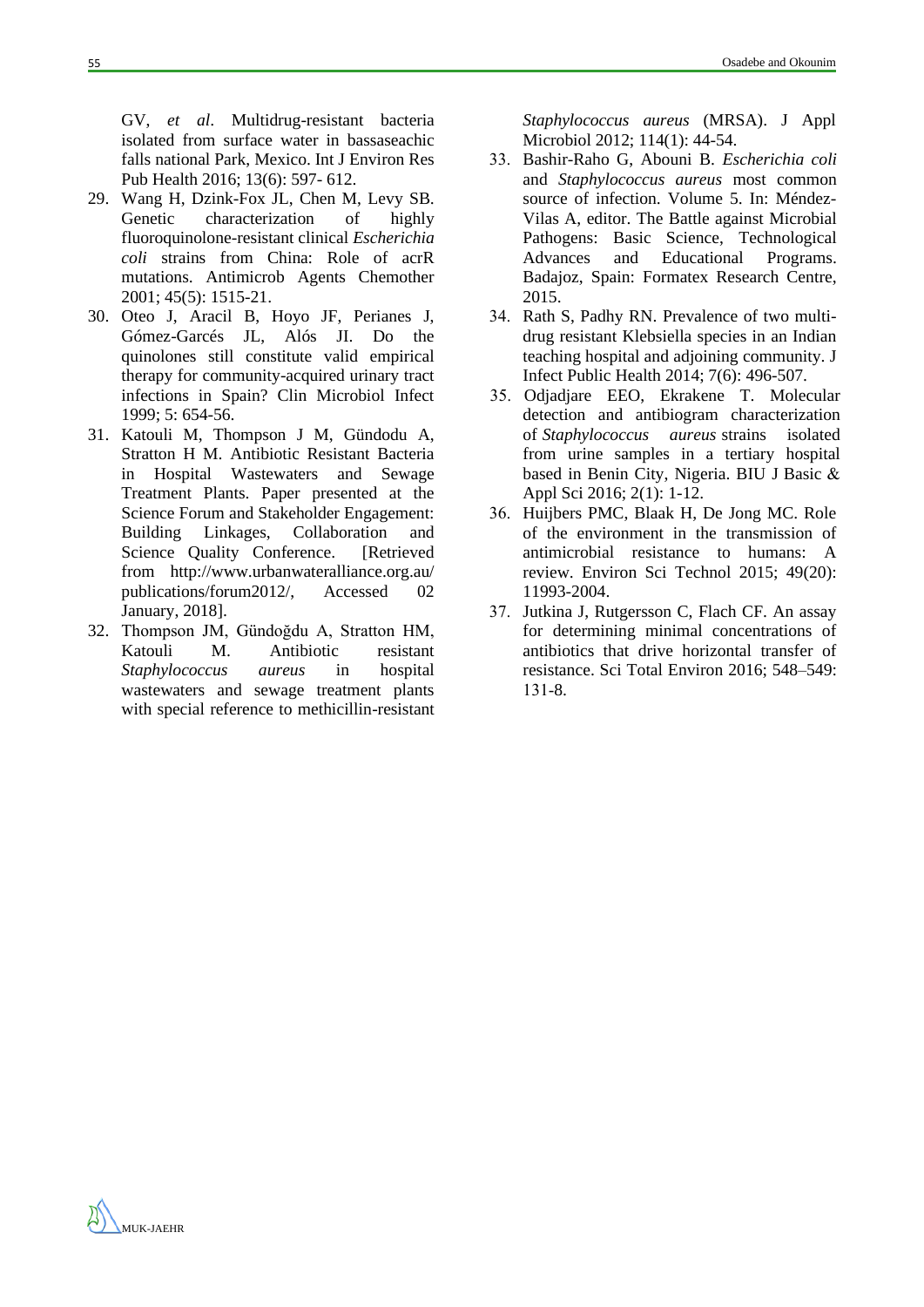GV, *et al*. Multidrug-resistant bacteria isolated from surface water in bassaseachic falls national Park, Mexico. Int J Environ Res Pub Health 2016; 13(6): 597- 612.

29. Wang H, Dzink-Fox JL, Chen M, Levy SB. Genetic characterization of highly fluoroquinolone-resistant clinical *Escherichia coli* strains from China: Role of acrR mutations. Antimicrob Agents Chemother 2001; 45(5): 1515-21.
30. Oteo J, Aracil B, Hoyo JF, Perianes J, Gómez-Garcés JL, Alós JI. Do the quinolones still constitute valid empirical therapy for community-acquired urinary tract infections in Spain? Clin Microbiol Infect 1999; 5: 654-56.
31. Katouli M, Thompson J M, Gündodu A, Stratton H M. Antibiotic Resistant Bacteria in Hospital Wastewaters and Sewage Treatment Plants. Paper presented at the Science Forum and Stakeholder Engagement: Building Linkages, Collaboration and Science Quality Conference. [Retrieved from http://www.urbanwateralliance.org.au/publications/forum2012/, Accessed 02 January, 2018].
32. Thompson JM, Gündoğdu A, Stratton HM, Katouli M. Antibiotic resistant *Staphylococcus aureus* in hospital wastewaters and sewage treatment plants with special reference to methicillin-resistant *Staphylococcus aureus* (MRSA). J Appl Microbiol 2012; 114(1): 44-54.
33. Bashir-Raho G, Abouni B. *Escherichia coli* and *Staphylococcus aureus* most common source of infection. Volume 5. In: Méndez-Vilas A, editor. The Battle against Microbial Pathogens: Basic Science, Technological Advances and Educational Programs. Badajoz, Spain: Formatex Research Centre, 2015.
34. Rath S, Padhy RN. Prevalence of two multi-drug resistant Klebsiella species in an Indian teaching hospital and adjoining community. J Infect Public Health 2014; 7(6): 496-507.
35. Odjadjare EEO, Ekrakene T. Molecular detection and antibiogram characterization of *Staphylococcus aureus* strains isolated from urine samples in a tertiary hospital based in Benin City, Nigeria. BIU J Basic & Appl Sci 2016; 2(1): 1-12.
36. Huijbers PMC, Blaak H, De Jong MC. Role of the environment in the transmission of antimicrobial resistance to humans: A review. Environ Sci Technol 2015; 49(20): 11993-2004.
37. Jutkina J, Rutgersson C, Flach CF. An assay for determining minimal concentrations of antibiotics that drive horizontal transfer of resistance. Sci Total Environ 2016; 548–549: 131-8.